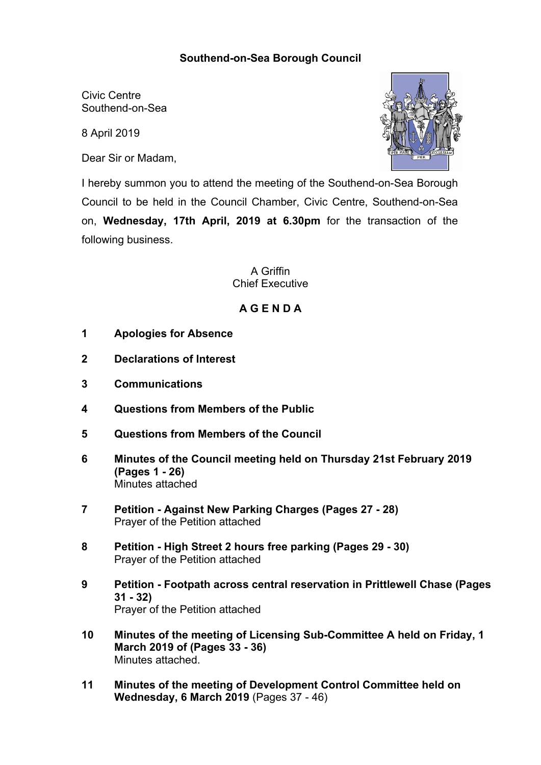## Southend-on-Sea Borough Council

Civic Centre
Southend-on-Sea

8 April 2019

Dear Sir or Madam,

I hereby summon you to attend the meeting of the Southend-on-Sea Borough Council to be held in the Council Chamber, Civic Centre, Southend-on-Sea on, **Wednesday, 17th April, 2019 at 6.30pm** for the transaction of the following business.

A Griffin
Chief Executive

## A G E N D A

**1 Apologies for Absence**

**2 Declarations of Interest**

**3 Communications**

**4 Questions from Members of the Public**

**5 Questions from Members of the Council**

**6 Minutes of the Council meeting held on Thursday 21st February 2019 (Pages 1 - 26)**
Minutes attached

**7 Petition - Against New Parking Charges (Pages 27 - 28)**
Prayer of the Petition attached

**8 Petition - High Street 2 hours free parking (Pages 29 - 30)**
Prayer of the Petition attached

**9 Petition - Footpath across central reservation in Prittlewell Chase (Pages 31 - 32)**
Prayer of the Petition attached

**10 Minutes of the meeting of Licensing Sub-Committee A held on Friday, 1 March 2019 of (Pages 33 - 36)**
Minutes attached.

**11 Minutes of the meeting of Development Control Committee held on Wednesday, 6 March 2019** (Pages 37 - 46)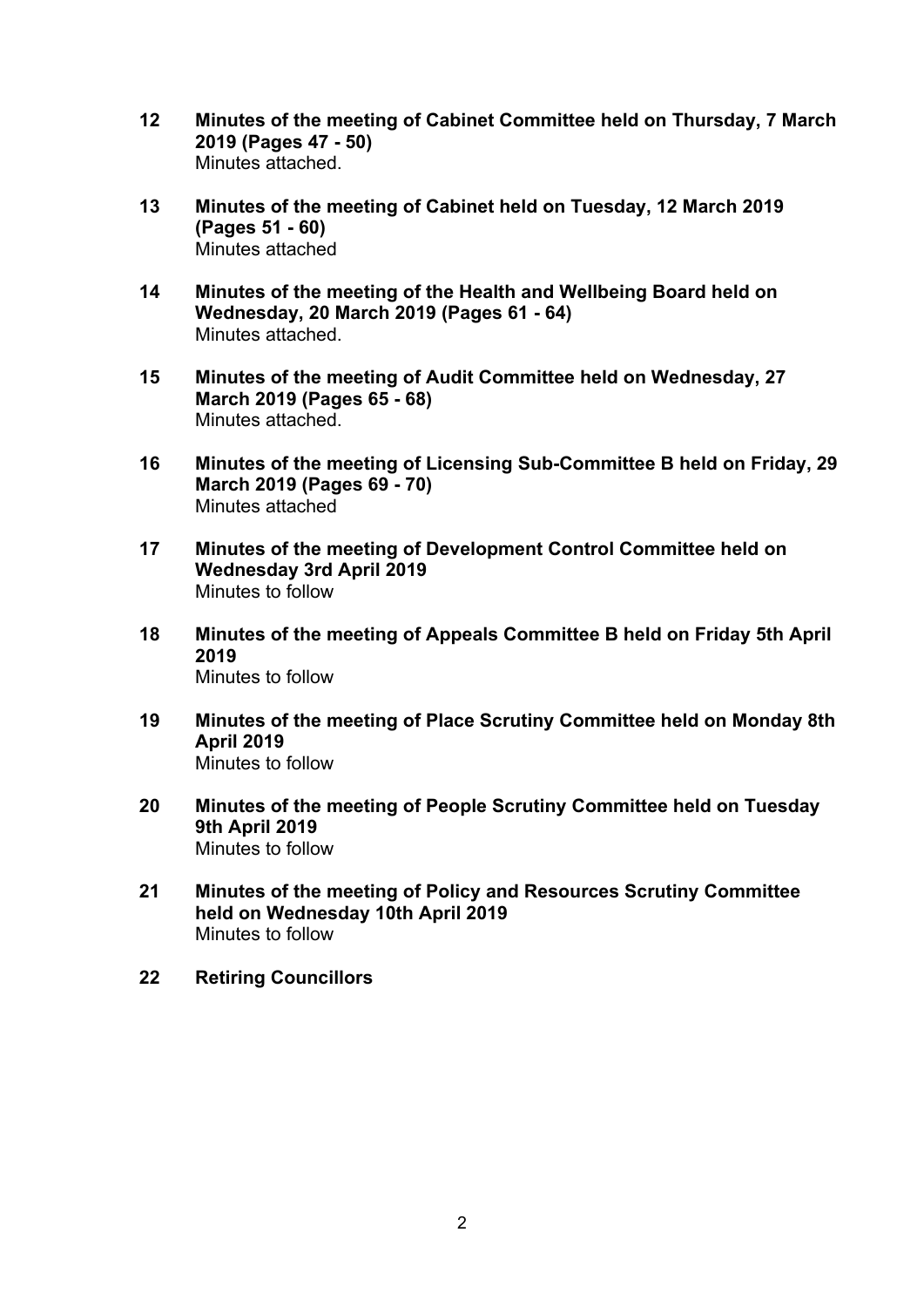**12 Minutes of the meeting of Cabinet Committee held on Thursday, 7 March 2019 (Pages 47 - 50)**
Minutes attached.

**13 Minutes of the meeting of Cabinet held on Tuesday, 12 March 2019 (Pages 51 - 60)**
Minutes attached

**14 Minutes of the meeting of the Health and Wellbeing Board held on Wednesday, 20 March 2019 (Pages 61 - 64)**
Minutes attached.

**15 Minutes of the meeting of Audit Committee held on Wednesday, 27 March 2019 (Pages 65 - 68)**
Minutes attached.

**16 Minutes of the meeting of Licensing Sub-Committee B held on Friday, 29 March 2019 (Pages 69 - 70)**
Minutes attached

**17 Minutes of the meeting of Development Control Committee held on Wednesday 3rd April 2019**
Minutes to follow

**18 Minutes of the meeting of Appeals Committee B held on Friday 5th April 2019**
Minutes to follow

**19 Minutes of the meeting of Place Scrutiny Committee held on Monday 8th April 2019**
Minutes to follow

**20 Minutes of the meeting of People Scrutiny Committee held on Tuesday 9th April 2019**
Minutes to follow

**21 Minutes of the meeting of Policy and Resources Scrutiny Committee held on Wednesday 10th April 2019**
Minutes to follow

**22 Retiring Councillors**